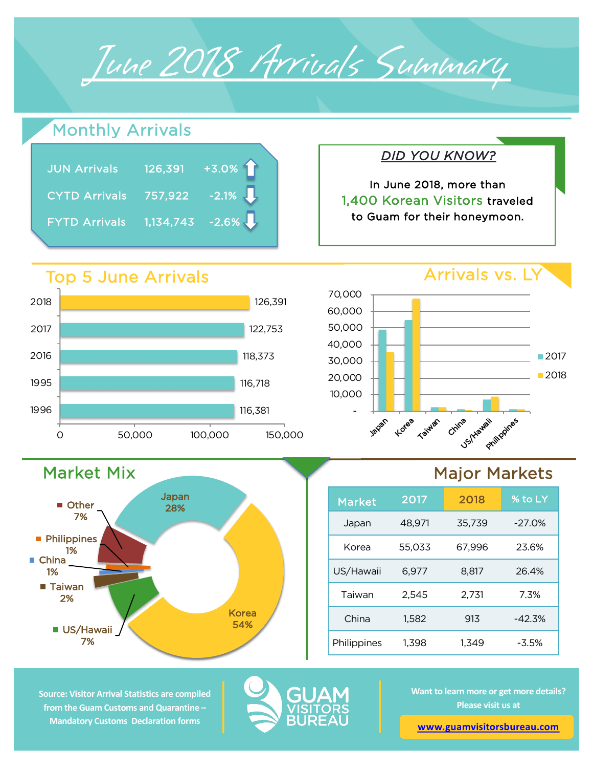# June 2018 Arrivals Summary

## Monthly Arrivals

| | | |
|---|---|---|
| JUN Arrivals | 126,391 | +3.0% |
| CYTD Arrivals | 757,922 | -2.1% |
| FYTD Arrivals | 1,134,743 | -2.6% |

### DID YOU KNOW?

In June 2018, more than 1,400 Korean Visitors traveled to Guam for their honeymoon.

## Top 5 June Arrivals

2018 126,391
2017 122,753
2016 118,373
1995 116,718
1996 116,381

0 50,000 100,000 150,000

## Arrivals vs. LY

70,000
60,000
50,000
40,000
30,000
20,000
10,000
-

Japan Korea Taiwan China US/Hawaii Philippines

2017
2018

## Market Mix

Japan 28%
Korea 54%
US/Hawaii 7%
Taiwan 2%
China 1%
Philippines 1%
Other 7%

## Major Markets

| Market | 2017 | 2018 | % to LY |
|---|---|---|---|
| Japan | 48,971 | 35,739 | -27.0% |
| Korea | 55,033 | 67,996 | 23.6% |
| US/Hawaii | 6,977 | 8,817 | 26.4% |
| Taiwan | 2,545 | 2,731 | 7.3% |
| China | 1,582 | 913 | -42.3% |
| Philippines | 1,398 | 1,349 | -3.5% |

Source: Visitor Arrival Statistics are compiled from the Guam Customs and Quarantine – Mandatory Customs Declaration forms

GUAM VISITORS BUREAU

Want to learn more or get more details? Please visit us at

www.guamvisitorsbureau.com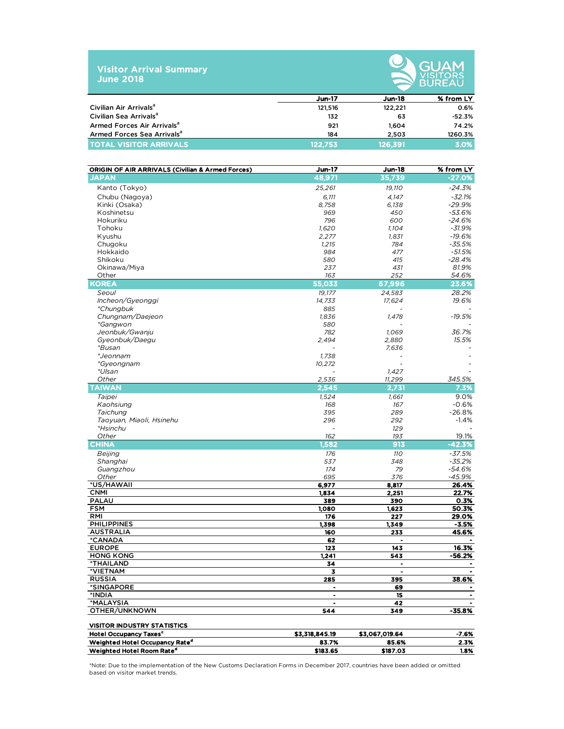# Visitor Arrival Summary
## June 2018

GUAM VISITORS BUREAU

| | Jun-17 | Jun-18 | % from LY |
|---|---|---|---|
| Civilian Air Arrivals[a] | 121,516 | 122,221 | 0.6% |
| Civilian Sea Arrivals[a] | 132 | 63 | -52.3% |
| Armed Forces Air Arrivals[a] | 921 | 1,604 | 74.2% |
| Armed Forces Sea Arrivals[a] | 184 | 2,503 | 1260.3% |
| **TOTAL VISITOR ARRIVALS** | **122,753** | **126,391** | **3.0%** |

| ORIGIN OF AIR ARRIVALS (Civilian & Armed Forces) | Jun-17 | Jun-18 | % from LY |
|---|---|---|---|
| **JAPAN** | **48,971** | **35,739** | **-27.0%** |
| Kanto (Tokyo) | 25,261 | 19,110 | -24.3% |
| Chubu (Nagoya) | 6,111 | 4,147 | -32.1% |
| Kinki (Osaka) | 8,758 | 6,138 | -29.9% |
| Koshinetsu | 969 | 450 | -53.6% |
| Hokuriku | 796 | 600 | -24.6% |
| Tohoku | 1,620 | 1,104 | -31.9% |
| Kyushu | 2,277 | 1,831 | -19.6% |
| Chugoku | 1,215 | 784 | -35.5% |
| Hokkaido | 984 | 477 | -51.5% |
| Shikoku | 580 | 415 | -28.4% |
| Okinawa/Miya | 237 | 431 | 81.9% |
| Other | 163 | 252 | 54.6% |
| **KOREA** | **55,033** | **67,996** | **23.6%** |
| *Seoul* | 19,177 | 24,583 | 28.2% |
| *Incheon/Gyeonggi* | 14,733 | 17,624 | 19.6% |
| *\*Chungbuk* | 885 | - | - |
| *Chungnam/Daejeon* | 1,836 | 1,478 | -19.5% |
| *\*Gangwon* | 580 | - | - |
| *Jeonbuk/Gwanju* | 782 | 1,069 | 36.7% |
| *Gyeonbuk/Daegu* | 2,494 | 2,880 | 15.5% |
| *\*Busan* | - | 7,636 | - |
| *\*Jeonnam* | 1,738 | - | - |
| *\*Gyeongnam* | 10,272 | - | - |
| *\*Ulsan* | - | 1,427 | - |
| *Other* | 2,536 | 11,299 | 345.5% |
| **TAIWAN** | **2,545** | **2,731** | **7.3%** |
| *Taipei* | 1,524 | 1,661 | 9.0% |
| *Kaohsiung* | 168 | 167 | -0.6% |
| *Taichung* | 395 | 289 | -26.8% |
| *Taoyuan, Miaoli, Hsinehu* | 296 | 292 | -1.4% |
| *\*Hsinchu* | - | 129 | - |
| *Other* | 162 | 193 | 19.1% |
| **CHINA** | **1,582** | **913** | **-42.3%** |
| *Beijing* | 176 | 110 | -37.5% |
| *Shanghai* | 537 | 348 | -35.2% |
| *Guangzhou* | 174 | 79 | -54.6% |
| *Other* | 695 | 376 | -45.9% |
| **\*US/HAWAII** | **6,977** | **8,817** | **26.4%** |
| **CNMI** | **1,834** | **2,251** | **22.7%** |
| **PALAU** | **389** | **390** | **0.3%** |
| **FSM** | **1,080** | **1,623** | **50.3%** |
| **RMI** | **176** | **227** | **29.0%** |
| **PHILIPPINES** | **1,398** | **1,349** | **-3.5%** |
| **AUSTRALIA** | **160** | **233** | **45.6%** |
| **\*CANADA** | **62** | **-** | **-** |
| **EUROPE** | **123** | **143** | **16.3%** |
| **HONG KONG** | **1,241** | **543** | **-56.2%** |
| **\*THAILAND** | **34** | **-** | **-** |
| **\*VIETNAM** | **3** | **-** | **-** |
| **RUSSIA** | **285** | **395** | **38.6%** |
| **\*SINGAPORE** | **-** | **69** | **-** |
| **\*INDIA** | **-** | **15** | **-** |
| **\*MALAYSIA** | **-** | **42** | **-** |
| **OTHER/UNKNOWN** | **544** | **349** | **-35.8%** |

| VISITOR INDUSTRY STATISTICS | | | |
|---|---|---|---|
| Hotel Occupancy Taxes[c] | $3,318,845.19 | $3,067,019.64 | -7.6% |
| Weighted Hotel Occupancy Rate[d] | 83.7% | 85.6% | 2.3% |
| Weighted Hotel Room Rate[d] | $183.65 | $187.03 | 1.8% |

*Note: Due to the implementation of the New Customs Declaration Forms in December 2017, countries have been added or omitted based on visitor market trends.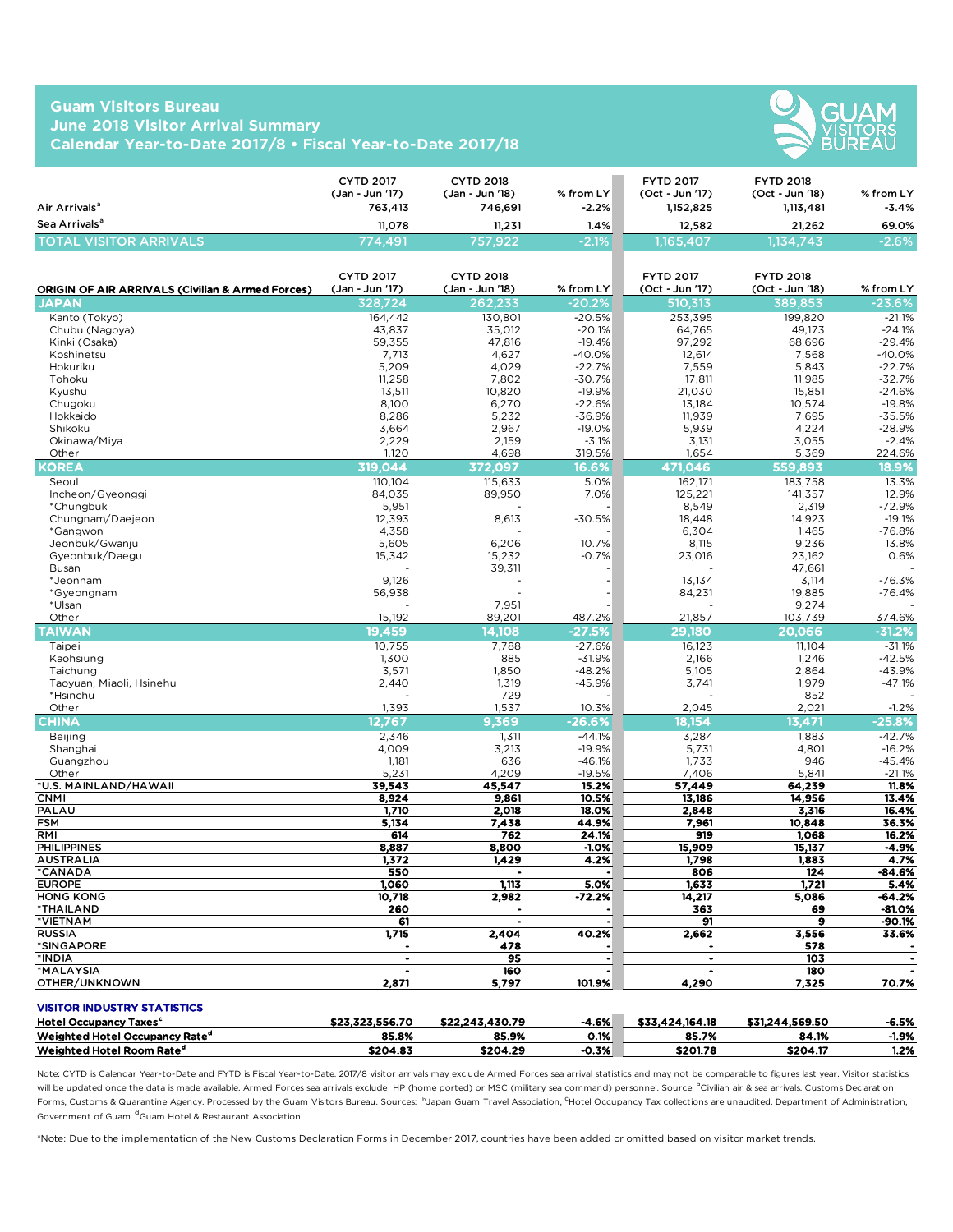# Guam Visitors Bureau
## June 2018 Visitor Arrival Summary
### Calendar Year-to-Date 2017/8 • Fiscal Year-to-Date 2017/18

| | CYTD 2017 (Jan - Jun '17) | CYTD 2018 (Jan - Jun '18) | % from LY | FYTD 2017 (Oct - Jun '17) | FYTD 2018 (Oct - Jun '18) | % from LY |
|---|---|---|---|---|---|---|
| Air Arrivals[a] | 763,413 | 746,691 | -2.2% | 1,152,825 | 1,113,481 | -3.4% |
| Sea Arrivals[a] | 11,078 | 11,231 | 1.4% | 12,582 | 21,262 | 69.0% |
| **TOTAL VISITOR ARRIVALS** | **774,491** | **757,922** | **-2.1%** | **1,165,407** | **1,134,743** | **-2.6%** |

| ORIGIN OF AIR ARRIVALS (Civilian & Armed Forces) | CYTD 2017 (Jan - Jun '17) | CYTD 2018 (Jan - Jun '18) | % from LY | FYTD 2017 (Oct - Jun '17) | FYTD 2018 (Oct - Jun '18) | % from LY |
|---|---|---|---|---|---|---|
| **JAPAN** | **328,724** | **262,233** | **-20.2%** | **510,313** | **389,853** | **-23.6%** |
| Kanto (Tokyo) | 164,442 | 130,801 | -20.5% | 253,395 | 199,820 | -21.1% |
| Chubu (Nagoya) | 43,837 | 35,012 | -20.1% | 64,765 | 49,173 | -24.1% |
| Kinki (Osaka) | 59,355 | 47,816 | -19.4% | 97,292 | 68,696 | -29.4% |
| Koshinetsu | 7,713 | 4,627 | -40.0% | 12,614 | 7,568 | -40.0% |
| Hokuriku | 5,209 | 4,029 | -22.7% | 7,559 | 5,843 | -22.7% |
| Tohoku | 11,258 | 7,802 | -30.7% | 17,811 | 11,985 | -32.7% |
| Kyushu | 13,511 | 10,820 | -19.9% | 21,030 | 15,851 | -24.6% |
| Chugoku | 8,100 | 6,270 | -22.6% | 13,184 | 10,574 | -19.8% |
| Hokkaido | 8,286 | 5,232 | -36.9% | 11,939 | 7,695 | -35.5% |
| Shikoku | 3,664 | 2,967 | -19.0% | 5,939 | 4,224 | -28.9% |
| Okinawa/Miya | 2,229 | 2,159 | -3.1% | 3,131 | 3,055 | -2.4% |
| Other | 1,120 | 4,698 | 319.5% | 1,654 | 5,369 | 224.6% |
| **KOREA** | **319,044** | **372,097** | **16.6%** | **471,046** | **559,893** | **18.9%** |
| Seoul | 110,104 | 115,633 | 5.0% | 162,171 | 183,758 | 13.3% |
| Incheon/Gyeonggi | 84,035 | 89,950 | 7.0% | 125,221 | 141,357 | 12.9% |
| *Chungbuk | 5,951 | - | - | 8,549 | 2,319 | -72.9% |
| Chungnam/Daejeon | 12,393 | 8,613 | -30.5% | 18,448 | 14,923 | -19.1% |
| *Gangwon | 4,358 | - | - | 6,304 | 1,465 | -76.8% |
| Jeonbuk/Gwanju | 5,605 | 6,206 | 10.7% | 8,115 | 9,236 | 13.8% |
| Gyeonbuk/Daegu | 15,342 | 15,232 | -0.7% | 23,016 | 23,162 | 0.6% |
| Busan | - | 39,311 | - | - | 47,661 | - |
| *Jeonnam | 9,126 | - | - | 13,134 | 3,114 | -76.3% |
| *Gyeongnam | 56,938 | - | - | 84,231 | 19,885 | -76.4% |
| *Ulsan | - | 7,951 | - | - | 9,274 | - |
| Other | 15,192 | 89,201 | 487.2% | 21,857 | 103,739 | 374.6% |
| **TAIWAN** | **19,459** | **14,108** | **-27.5%** | **29,180** | **20,066** | **-31.2%** |
| Taipei | 10,755 | 7,788 | -27.6% | 16,123 | 11,104 | -31.1% |
| Kaohsiung | 1,300 | 885 | -31.9% | 2,166 | 1,246 | -42.5% |
| Taichung | 3,571 | 1,850 | -48.2% | 5,105 | 2,864 | -43.9% |
| Taoyuan, Miaoli, Hsinehu | 2,440 | 1,319 | -45.9% | 3,741 | 1,979 | -47.1% |
| *Hsinchu | - | 729 | - | - | 852 | - |
| Other | 1,393 | 1,537 | 10.3% | 2,045 | 2,021 | -1.2% |
| **CHINA** | **12,767** | **9,369** | **-26.6%** | **18,154** | **13,471** | **-25.8%** |
| Beijing | 2,346 | 1,311 | -44.1% | 3,284 | 1,883 | -42.7% |
| Shanghai | 4,009 | 3,213 | -19.9% | 5,731 | 4,801 | -16.2% |
| Guangzhou | 1,181 | 636 | -46.1% | 1,733 | 946 | -45.4% |
| Other | 5,231 | 4,209 | -19.5% | 7,406 | 5,841 | -21.1% |
| *U.S. MAINLAND/HAWAII | **39,543** | **45,547** | **15.2%** | **57,449** | **64,239** | **11.8%** |
| CNMI | **8,924** | **9,861** | **10.5%** | **13,186** | **14,956** | **13.4%** |
| PALAU | **1,710** | **2,018** | **18.0%** | **2,848** | **3,316** | **16.4%** |
| FSM | **5,134** | **7,438** | **44.9%** | **7,961** | **10,848** | **36.3%** |
| RMI | **614** | **762** | **24.1%** | **919** | **1,068** | **16.2%** |
| PHILIPPINES | **8,887** | **8,800** | **-1.0%** | **15,909** | **15,137** | **-4.9%** |
| AUSTRALIA | **1,372** | **1,429** | **4.2%** | **1,798** | **1,883** | **4.7%** |
| *CANADA | **550** | **-** | **-** | **806** | **124** | **-84.6%** |
| EUROPE | **1,060** | **1,113** | **5.0%** | **1,633** | **1,721** | **5.4%** |
| HONG KONG | **10,718** | **2,982** | **-72.2%** | **14,217** | **5,086** | **-64.2%** |
| *THAILAND | **260** | **-** | **-** | **363** | **69** | **-81.0%** |
| *VIETNAM | **61** | **-** | **-** | **91** | **9** | **-90.1%** |
| RUSSIA | **1,715** | **2,404** | **40.2%** | **2,662** | **3,556** | **33.6%** |
| *SINGAPORE | **-** | **478** | **-** | **-** | **578** | **-** |
| *INDIA | **-** | **95** | **-** | **-** | **103** | **-** |
| *MALAYSIA | **-** | **160** | **-** | **-** | **180** | **-** |
| OTHER/UNKNOWN | **2,871** | **5,797** | **101.9%** | **4,290** | **7,325** | **70.7%** |

| VISITOR INDUSTRY STATISTICS | CYTD 2017 | CYTD 2018 | % from LY | FYTD 2017 | FYTD 2018 | % from LY |
|---|---|---|---|---|---|---|
| Hotel Occupancy Taxes[c] | $23,323,556.70 | $22,243,430.79 | -4.6% | $33,424,164.18 | $31,244,569.50 | -6.5% |
| Weighted Hotel Occupancy Rate[d] | 85.8% | 85.9% | 0.1% | 85.7% | 84.1% | -1.9% |
| Weighted Hotel Room Rate[d] | $204.83 | $204.29 | -0.3% | $201.78 | $204.17 | 1.2% |

Note: CYTD is Calendar Year-to-Date and FYTD is Fiscal Year-to-Date. 2017/8 visitor arrivals may exclude Armed Forces sea arrival statistics and may not be comparable to figures last year. Visitor statistics will be updated once the data is made available. Armed Forces sea arrivals exclude HP (home ported) or MSC (military sea command) personnel. Source: [a]Civilian air & sea arrivals. Customs Declaration Forms, Customs & Quarantine Agency. Processed by the Guam Visitors Bureau. Sources: [b]Japan Guam Travel Association, [c]Hotel Occupancy Tax collections are unaudited. Department of Administration, Government of Guam [d]Guam Hotel & Restaurant Association

*Note: Due to the implementation of the New Customs Declaration Forms in December 2017, countries have been added or omitted based on visitor market trends.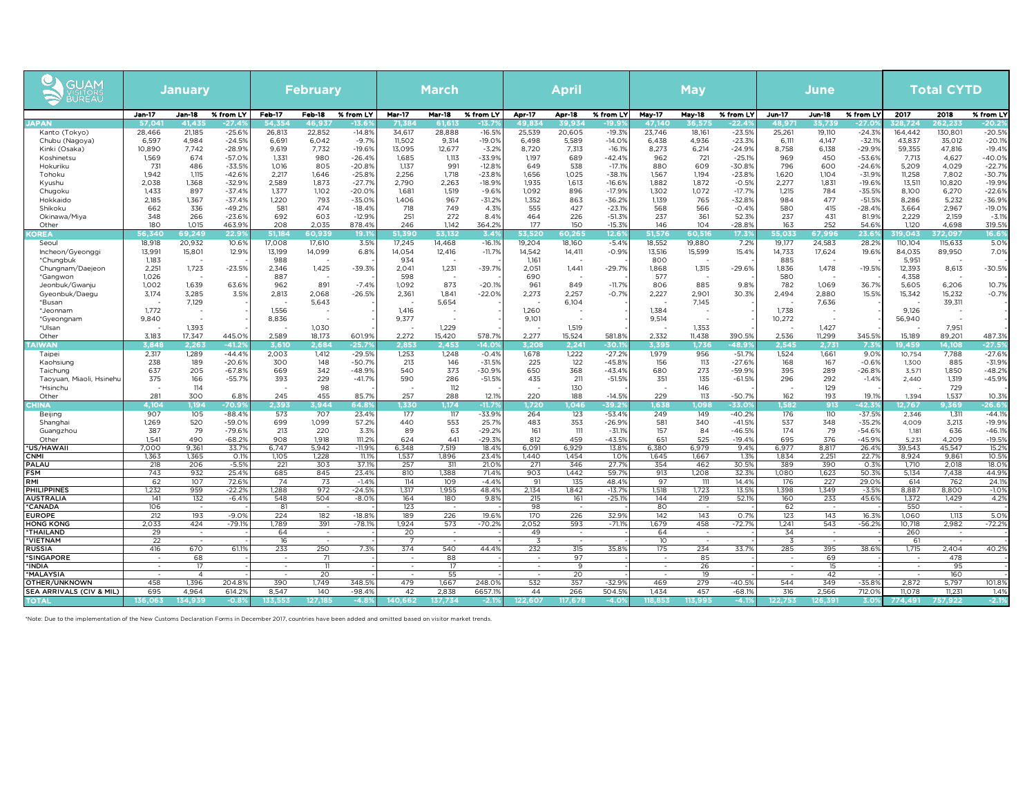| GUAM VISITORS BUREAU | January | | | February | | | March | | | April | | | May | | | June | | | Total CYTD | | |
|---|---|---|---|---|---|---|---|---|---|---|---|---|---|---|---|---|---|---|---|---|---|
| | Jan-17 | Jan-18 | % from LY | Feb-17 | Feb-18 | % from LY | Mar-17 | Mar-18 | % from LY | Apr-17 | Apr-18 | % from LY | May-17 | May-18 | % from LY | Jun-17 | Jun-18 | % from LY | 2017 | 2018 | % from LY |
| **JAPAN** | 57,041 | 41,435 | -27.4% | 54,354 | 46,937 | -13.6% | 71,384 | 61,613 | -13.7% | 49,834 | 39,934 | -19.9% | 47,140 | 36,575 | -22.4% | 48,971 | 35,739 | -27.0% | 328,724 | 262,233 | -20.2% |
| Kanto (Tokyo) | 28,466 | 21,185 | -25.6% | 26,813 | 22,852 | -14.8% | 34,617 | 28,888 | -16.5% | 25,539 | 20,605 | -19.3% | 23,746 | 18,161 | -23.5% | 25,261 | 19,110 | -24.3% | 164,442 | 130,801 | -20.5% |
| Chubu (Nagoya) | 6,597 | 4,984 | -24.5% | 6,691 | 6,042 | -9.7% | 11,502 | 9,314 | -19.0% | 6,498 | 5,589 | -14.0% | 6,438 | 4,936 | -23.3% | 6,111 | 4,147 | -32.1% | 43,837 | 35,012 | -20.1% |
| Kinki (Osaka) | 10,890 | 7,742 | -28.9% | 9,619 | 7,732 | -19.6% | 13,095 | 12,677 | -3.2% | 8,720 | 7,313 | -16.1% | 8,273 | 6,214 | -24.9% | 8,758 | 6,138 | -29.9% | 59,355 | 47,816 | -19.4% |
| Koshinetsu | 1,569 | 674 | -57.0% | 1,331 | 980 | -26.4% | 1,685 | 1,113 | -33.9% | 1,197 | 689 | -42.4% | 962 | 721 | -25.1% | 969 | 450 | -53.6% | 7,713 | 4,627 | -40.0% |
| Hokuriku | 731 | 486 | -33.5% | 1,016 | 805 | -20.8% | 1,137 | 991 | -12.8% | 649 | 538 | -17.1% | 880 | 609 | -30.8% | 796 | 600 | -24.6% | 5,209 | 4,029 | -22.7% |
| Tohoku | 1,942 | 1,115 | -42.6% | 2,217 | 1,646 | -25.8% | 2,256 | 1,718 | -23.8% | 1,656 | 1,025 | -38.1% | 1,567 | 1,194 | -23.8% | 1,620 | 1,104 | -31.9% | 11,258 | 7,802 | -30.7% |
| Kyushu | 2,038 | 1,368 | -32.9% | 2,589 | 1,873 | -27.7% | 2,790 | 2,263 | -18.9% | 1,935 | 1,613 | -16.6% | 1,882 | 1,872 | -0.5% | 2,277 | 1,831 | -19.6% | 13,511 | 10,820 | -19.9% |
| Chugoku | 1,433 | 897 | -37.4% | 1,377 | 1,102 | -20.0% | 1,681 | 1,519 | -9.6% | 1,092 | 896 | -17.9% | 1,302 | 1,072 | -17.7% | 1,215 | 784 | -35.5% | 8,100 | 6,270 | -22.6% |
| Hokkaido | 2,185 | 1,367 | -37.4% | 1,220 | 793 | -35.0% | 1,406 | 967 | -31.2% | 1,352 | 863 | -36.2% | 1,139 | 765 | -32.8% | 984 | 477 | -51.5% | 8,286 | 5,232 | -36.9% |
| Shikoku | 662 | 336 | -49.2% | 581 | 474 | -18.4% | 718 | 749 | 4.3% | 555 | 427 | -23.1% | 568 | 566 | -0.4% | 580 | 415 | -28.4% | 3,664 | 2,967 | -19.0% |
| Okinawa/Miya | 348 | 266 | -23.6% | 692 | 603 | -12.9% | 251 | 272 | 8.4% | 464 | 226 | -51.3% | 237 | 361 | 52.3% | 237 | 431 | 81.9% | 2,229 | 2,159 | -3.1% |
| Other | 180 | 1,015 | 463.9% | 208 | 2,035 | 878.4% | 246 | 1,142 | 364.2% | 177 | 150 | -15.3% | 146 | 104 | -28.8% | 163 | 252 | 54.6% | 1,120 | 4,698 | 319.5% |
| **KOREA** | 56,340 | 69,249 | 22.9% | 51,184 | 60,939 | 19.1% | 51,390 | 53,132 | 3.4% | 53,520 | 60,265 | 12.6% | 51,576 | 60,516 | 17.3% | 55,033 | 67,996 | 23.6% | 319,043 | 372,097 | 16.6% |
| Seoul | 18,918 | 20,932 | 10.6% | 17,008 | 17,610 | 3.5% | 17,245 | 14,468 | -16.1% | 19,204 | 18,160 | -5.4% | 18,552 | 19,880 | 7.2% | 19,177 | 24,583 | 28.2% | 110,104 | 115,633 | 5.0% |
| Incheon/Gyeonggi | 13,991 | 15,801 | 12.9% | 13,199 | 14,099 | 6.8% | 14,054 | 12,416 | -11.7% | 14,542 | 14,411 | -0.9% | 13,516 | 15,599 | 15.4% | 14,733 | 17,624 | 19.6% | 84,035 | 89,950 | 7.0% |
| *Chungbuk | 1,183 | - | | 988 | - | | 934 | - | | 1,161 | - | | 800 | - | | 885 | - | | 5,951 | - | |
| Chungnam/Daejeon | 2,251 | 1,723 | -23.5% | 2,346 | 1,425 | -39.3% | 2,041 | 1,231 | -39.7% | 2,051 | 1,441 | -29.7% | 1,868 | 1,315 | -29.6% | 1,836 | 1,478 | -19.5% | 12,393 | 8,613 | -30.5% |
| *Gangwon | 1,026 | - | | 887 | - | | 598 | - | | 690 | - | | 577 | - | | 580 | - | | 4,358 | - | |
| Jeonbuk/Gwanju | 1,002 | 1,639 | 63.6% | 962 | 891 | -7.4% | 1,092 | 873 | -20.1% | 961 | 849 | -11.7% | 806 | 885 | 9.8% | 782 | 1,069 | 36.7% | 5,605 | 6,206 | 10.7% |
| Gyeonbuk/Daegu | 3,174 | 3,285 | 3.5% | 2,813 | 2,068 | -26.5% | 2,361 | 1,841 | -22.0% | 2,273 | 2,257 | -0.7% | 2,227 | 2,901 | 30.3% | 2,494 | 2,880 | 15.5% | 15,342 | 15,232 | -0.7% |
| *Busan | - | 7,129 | | - | 5,643 | | - | 5,654 | | - | 6,104 | | - | 7,145 | | - | 7,636 | | - | 39,311 | |
| *Jeonnam | 1,772 | - | | 1,556 | - | | 1,416 | - | | 1,260 | - | | 1,384 | - | | 1,738 | - | | 9,126 | - | |
| *Gyeongnam | 9,840 | - | | 8,836 | - | | 9,377 | - | | 9,101 | - | | 9,514 | - | | 10,272 | - | | 56,940 | - | |
| *Ulsan | - | 1,393 | | - | 1,030 | | - | 1,229 | | - | 1,519 | | - | 1,353 | | - | 1,427 | | - | 7,951 | |
| Other | 3,183 | 17,347 | 445.0% | 2,589 | 18,173 | 601.9% | 2,272 | 15,420 | 578.7% | 2,277 | 15,524 | 581.8% | 2,332 | 11,438 | 390.5% | 2,536 | 11,299 | 345.5% | 15,189 | 89,201 | 487.3% |
| **TAIWAN** | 3,848 | 2,263 | -41.2% | 3,610 | 2,684 | -25.7% | 2,853 | 2,453 | -14.0% | 3,208 | 2,241 | -30.1% | 3,395 | 1,736 | -48.9% | 2,545 | 2,731 | 7.3% | 19,459 | 14,108 | -27.5% |
| Taipei | 2,317 | 1,289 | -44.4% | 2,003 | 1,412 | -29.5% | 1,253 | 1,248 | -0.4% | 1,678 | 1,222 | -27.2% | 1,979 | 956 | -51.7% | 1,524 | 1,661 | 9.0% | 10,754 | 7,788 | -27.6% |
| Kaohsiung | 238 | 189 | -20.6% | 300 | 148 | -50.7% | 213 | 146 | -31.5% | 225 | 122 | -45.8% | 156 | 113 | -27.6% | 168 | 167 | -0.6% | 1,300 | 885 | -31.9% |
| Taichung | 637 | 205 | -67.8% | 669 | 342 | -48.9% | 540 | 373 | -30.9% | 650 | 368 | -43.4% | 680 | 273 | -59.9% | 395 | 289 | -26.8% | 3,571 | 1,850 | -48.2% |
| Taoyuan, Miaoli, Hsinehu | 375 | 166 | -55.7% | 393 | 229 | -41.7% | 590 | 286 | -51.5% | 435 | 211 | -51.5% | 351 | 135 | -61.5% | 296 | 292 | -1.4% | 2,440 | 1,319 | -45.9% |
| *Hsinchu | - | 114 | | - | 98 | | - | 112 | | - | 130 | | - | 146 | | - | 129 | | - | 729 | |
| Other | 281 | 300 | 6.8% | 245 | 455 | 85.7% | 257 | 288 | 12.1% | 220 | 188 | -14.5% | 229 | 113 | -50.7% | 162 | 193 | 19.1% | 1,394 | 1,537 | 10.3% |
| **CHINA** | 4,104 | 1,194 | -70.9% | 2,393 | 3,944 | 64.8% | 1,330 | 1,174 | -11.7% | 1,720 | 1,046 | -39.2% | 1,638 | 1,098 | -33.0% | 1,582 | 913 | -42.3% | 12,767 | 9,369 | -26.6% |
| Beijing | 907 | 105 | -88.4% | 573 | 707 | 23.4% | 177 | 117 | -33.9% | 264 | 123 | -53.4% | 249 | 149 | -40.2% | 176 | 110 | -37.5% | 2,346 | 1,311 | -44.1% |
| Shanghai | 1,269 | 520 | -59.0% | 699 | 1,099 | 57.2% | 440 | 553 | 25.7% | 483 | 353 | -26.9% | 581 | 340 | -41.5% | 537 | 348 | -35.2% | 4,009 | 3,213 | -19.9% |
| Guangzhou | 387 | 79 | -79.6% | 213 | 220 | 3.3% | 89 | 63 | -29.2% | 161 | 111 | -31.1% | 157 | 84 | -46.5% | 174 | 79 | -54.6% | 1,181 | 636 | -46.1% |
| Other | 1,541 | 490 | -68.2% | 908 | 1,918 | 111.2% | 624 | 441 | -29.3% | 812 | 459 | -43.5% | 651 | 525 | -19.4% | 695 | 376 | -45.9% | 5,231 | 4,209 | -19.5% |
| *US/HAWAII | 7,000 | 9,361 | 33.7% | 6,747 | 5,942 | -11.9% | 6,348 | 7,519 | 18.4% | 6,091 | 6,929 | 13.8% | 6,380 | 6,979 | 9.4% | 6,977 | 8,817 | 26.4% | 39,543 | 45,547 | 15.2% |
| CNMI | 1,363 | 1,365 | 0.1% | 1,105 | 1,228 | 11.1% | 1,537 | 1,896 | 23.4% | 1,440 | 1,454 | 1.0% | 1,645 | 1,667 | 1.3% | 1,834 | 2,251 | 22.7% | 8,924 | 9,861 | 10.5% |
| PALAU | 218 | 206 | -5.5% | 221 | 303 | 37.1% | 257 | 311 | 21.0% | 271 | 346 | 27.7% | 354 | 462 | 30.5% | 389 | 390 | 0.3% | 1,710 | 2,018 | 18.0% |
| FSM | 743 | 932 | 25.4% | 685 | 845 | 23.4% | 810 | 1,388 | 71.4% | 903 | 1,442 | 59.7% | 913 | 1,208 | 32.3% | 1,080 | 1,623 | 50.3% | 5,134 | 7,438 | 44.9% |
| RMI | 62 | 107 | 72.6% | 74 | 73 | -1.4% | 114 | 109 | -4.4% | 91 | 135 | 48.4% | 97 | 111 | 14.4% | 176 | 227 | 29.0% | 614 | 762 | 24.1% |
| PHILIPPINES | 1,232 | 959 | -22.2% | 1,288 | 972 | -24.5% | 1,317 | 1,955 | 48.4% | 2,134 | 1,842 | -13.7% | 1,518 | 1,723 | 13.5% | 1,398 | 1,349 | -3.5% | 8,887 | 8,800 | -1.0% |
| AUSTRALIA | 141 | 132 | -6.4% | 548 | 504 | -8.0% | 164 | 180 | 9.8% | 215 | 161 | -25.1% | 144 | 219 | 52.1% | 160 | 233 | 45.6% | 1,372 | 1,429 | 4.2% |
| *CANADA | 106 | - | | 81 | - | | 123 | - | | 98 | - | | 80 | - | | 62 | - | | 550 | - | |
| EUROPE | 212 | 193 | -9.0% | 224 | 182 | -18.8% | 189 | 226 | 19.6% | 170 | 226 | 32.9% | 142 | 143 | 0.7% | 123 | 143 | 16.3% | 1,060 | 1,113 | 5.0% |
| HONG KONG | 2,033 | 424 | -79.1% | 1,789 | 391 | -78.1% | 1,924 | 573 | -70.2% | 2,052 | 593 | -71.1% | 1,679 | 458 | -72.7% | 1,241 | 543 | -56.2% | 10,718 | 2,982 | -72.2% |
| *THAILAND | 29 | - | | 64 | - | | 20 | - | | 49 | - | | 64 | - | | 34 | - | | 260 | - | |
| *VIETNAM | 22 | - | | 16 | - | | 7 | - | | 3 | - | | 10 | - | | 3 | - | | 61 | - | |
| RUSSIA | 416 | 670 | 61.1% | 233 | 250 | 7.3% | 374 | 540 | 44.4% | 232 | 315 | 35.8% | 175 | 234 | 33.7% | 285 | 395 | 38.6% | 1,715 | 2,404 | 40.2% |
| *SINGAPORE | - | 68 | | - | 71 | | - | 88 | | - | 97 | | - | 85 | | - | 69 | | - | 478 | |
| *INDIA | - | 17 | | - | 11 | | - | 17 | | - | 9 | | - | 26 | | - | 15 | | - | 95 | |
| *MALAYSIA | - | 4 | | - | 20 | | - | 55 | | - | 20 | | - | 19 | | - | 42 | | - | 160 | |
| OTHER/UNKNOWN | 458 | 1,396 | 204.8% | 390 | 1,749 | 348.5% | 479 | 1,667 | 248.0% | 532 | 357 | -32.9% | 469 | 279 | -40.5% | 544 | 349 | -35.8% | 2,872 | 5,797 | 101.8% |
| SEA ARRIVALS (CIV & MIL) | 695 | 4,964 | 614.2% | 8,547 | 140 | -98.4% | 42 | 2,838 | 6657.1% | 44 | 266 | 504.5% | 1,434 | 457 | -68.1% | 316 | 2,566 | 712.0% | 11,078 | 11,231 | 1.4% |
| **TOTAL** | 136,063 | 134,939 | -0.8% | 133,553 | 127,185 | -4.8% | 140,662 | 137,734 | -2.1% | 122,607 | 117,678 | -4.0% | 118,853 | 113,995 | -4.1% | 122,753 | 126,391 | 3.0% | 774,491 | 757,922 | -2.1% |

*Note: Due to the implementation of the New Customs Declaration Forms in December 2017, countries have been added and omitted based on visitor market trends.